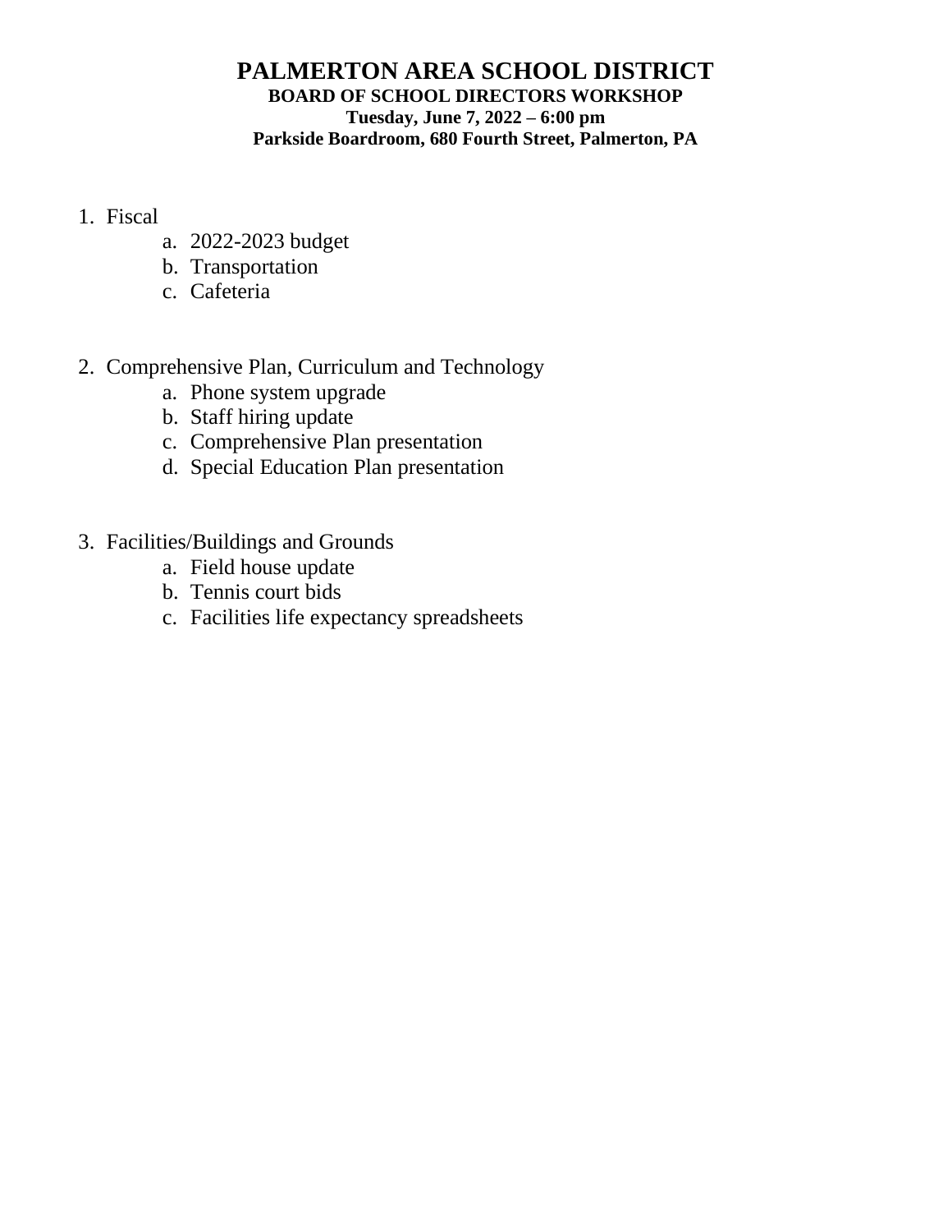# PALMERTON AREA SCHOOL DISTRICT

**BOARD OF SCHOOL DIRECTORS WORKSHOP**

**Tuesday, June 7, 2022 – 6:00 pm**

**Parkside Boardroom, 680 Fourth Street, Palmerton, PA**

1. Fiscal
    a. 2022-2023 budget
    b. Transportation
    c. Cafeteria

2. Comprehensive Plan, Curriculum and Technology
    a. Phone system upgrade
    b. Staff hiring update
    c. Comprehensive Plan presentation
    d. Special Education Plan presentation

3. Facilities/Buildings and Grounds
    a. Field house update
    b. Tennis court bids
    c. Facilities life expectancy spreadsheets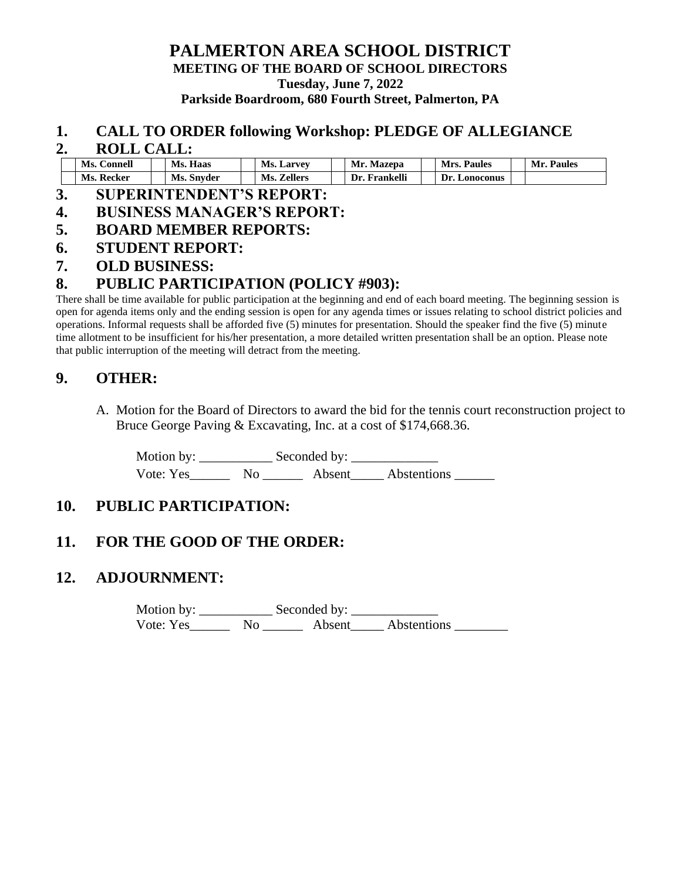# PALMERTON AREA SCHOOL DISTRICT

**MEETING OF THE BOARD OF SCHOOL DIRECTORS**

**Tuesday, June 7, 2022**

**Parkside Boardroom, 680 Fourth Street, Palmerton, PA**

## 1. CALL TO ORDER following Workshop: PLEDGE OF ALLEGIANCE

## 2. ROLL CALL:

| | | | | | | | | | | | |
|---|---|---|---|---|---|---|---|---|---|---|---|
| | **Ms. Connell** | | **Ms. Haas** | | **Ms. Larvey** | | **Mr. Mazepa** | | **Mrs. Paules** | | **Mr. Paules** |
| | **Ms. Recker** | | **Ms. Snyder** | | **Ms. Zellers** | | **Dr. Frankelli** | | **Dr. Lonoconus** | | |

## 3. SUPERINTENDENT'S REPORT:

## 4. BUSINESS MANAGER'S REPORT:

## 5. BOARD MEMBER REPORTS:

## 6. STUDENT REPORT:

## 7. OLD BUSINESS:

## 8. PUBLIC PARTICIPATION (POLICY #903):

There shall be time available for public participation at the beginning and end of each board meeting. The beginning session is open for agenda items only and the ending session is open for any agenda times or issues relating to school district policies and operations. Informal requests shall be afforded five (5) minutes for presentation. Should the speaker find the five (5) minute time allotment to be insufficient for his/her presentation, a more detailed written presentation shall be an option. Please note that public interruption of the meeting will detract from the meeting.

## 9. OTHER:

A. Motion for the Board of Directors to award the bid for the tennis court reconstruction project to Bruce George Paving & Excavating, Inc. at a cost of $174,668.36.

Motion by: ___________ Seconded by: _____________
Vote: Yes______ No ______ Absent_____ Abstentions ______

## 10. PUBLIC PARTICIPATION:

## 11. FOR THE GOOD OF THE ORDER:

## 12. ADJOURNMENT:

Motion by: ___________ Seconded by: _____________
Vote: Yes______ No ______ Absent_____ Abstentions ________